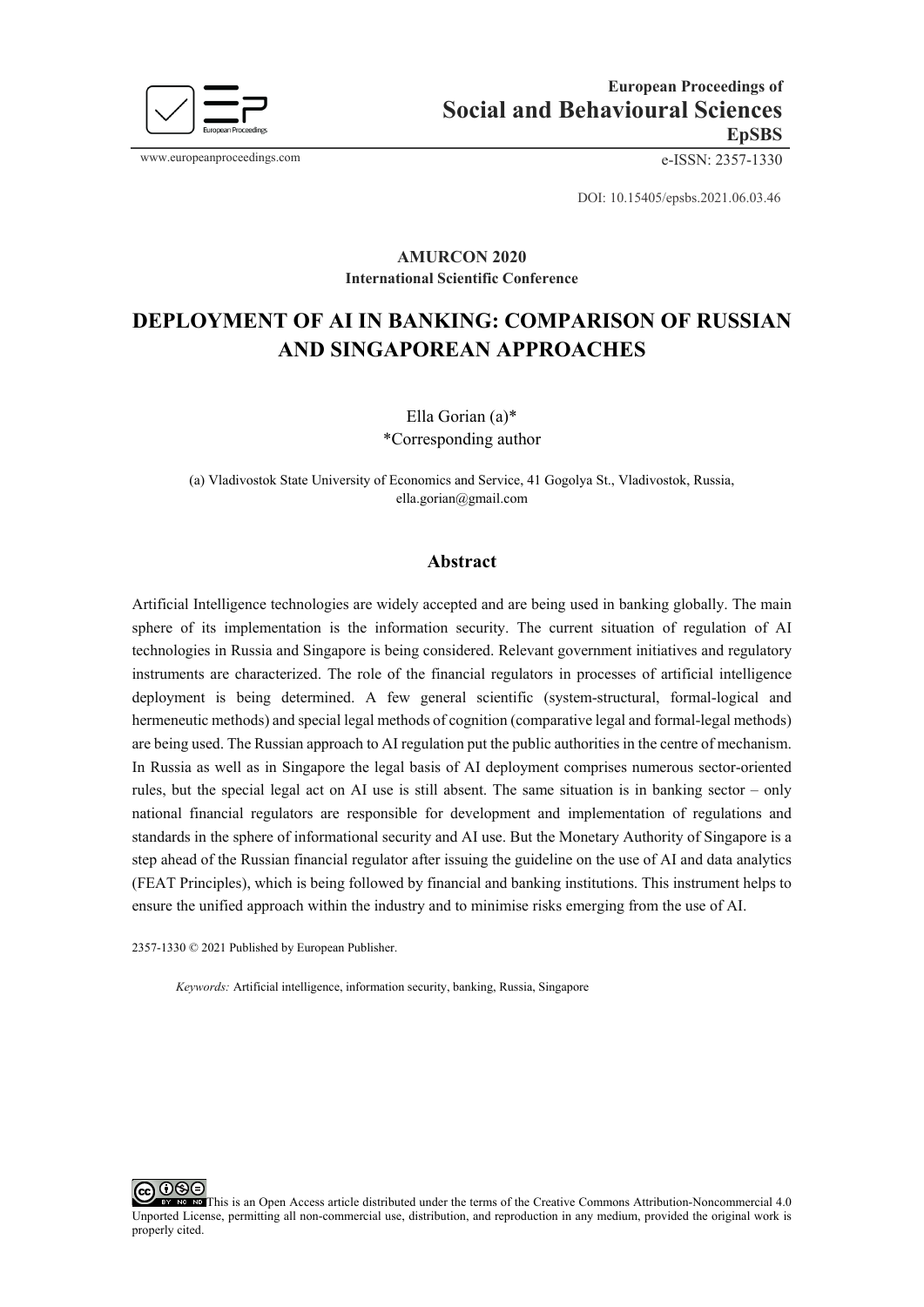European Proceedings of
**Social and Behavioural Sciences**
**EpSBS**

www.europeanproceedings.com e-ISSN: 2357-1330

DOI: 10.15405/epsbs.2021.06.03.46

**AMURCON 2020**
**International Scientific Conference**

# DEPLOYMENT OF AI IN BANKING: COMPARISON OF RUSSIAN AND SINGAPOREAN APPROACHES

Ella Gorian (a)*
*Corresponding author

(a) Vladivostok State University of Economics and Service, 41 Gogolya St., Vladivostok, Russia, ella.gorian@gmail.com

## Abstract

Artificial Intelligence technologies are widely accepted and are being used in banking globally. The main sphere of its implementation is the information security. The current situation of regulation of AI technologies in Russia and Singapore is being considered. Relevant government initiatives and regulatory instruments are characterized. The role of the financial regulators in processes of artificial intelligence deployment is being determined. A few general scientific (system-structural, formal-logical and hermeneutic methods) and special legal methods of cognition (comparative legal and formal-legal methods) are being used. The Russian approach to AI regulation put the public authorities in the centre of mechanism. In Russia as well as in Singapore the legal basis of AI deployment comprises numerous sector-oriented rules, but the special legal act on AI use is still absent. The same situation is in banking sector – only national financial regulators are responsible for development and implementation of regulations and standards in the sphere of informational security and AI use. But the Monetary Authority of Singapore is a step ahead of the Russian financial regulator after issuing the guideline on the use of AI and data analytics (FEAT Principles), which is being followed by financial and banking institutions. This instrument helps to ensure the unified approach within the industry and to minimise risks emerging from the use of AI.

2357-1330 © 2021 Published by European Publisher.

*Keywords:* Artificial intelligence, information security, banking, Russia, Singapore

This is an Open Access article distributed under the terms of the Creative Commons Attribution-Noncommercial 4.0 Unported License, permitting all non-commercial use, distribution, and reproduction in any medium, provided the original work is properly cited.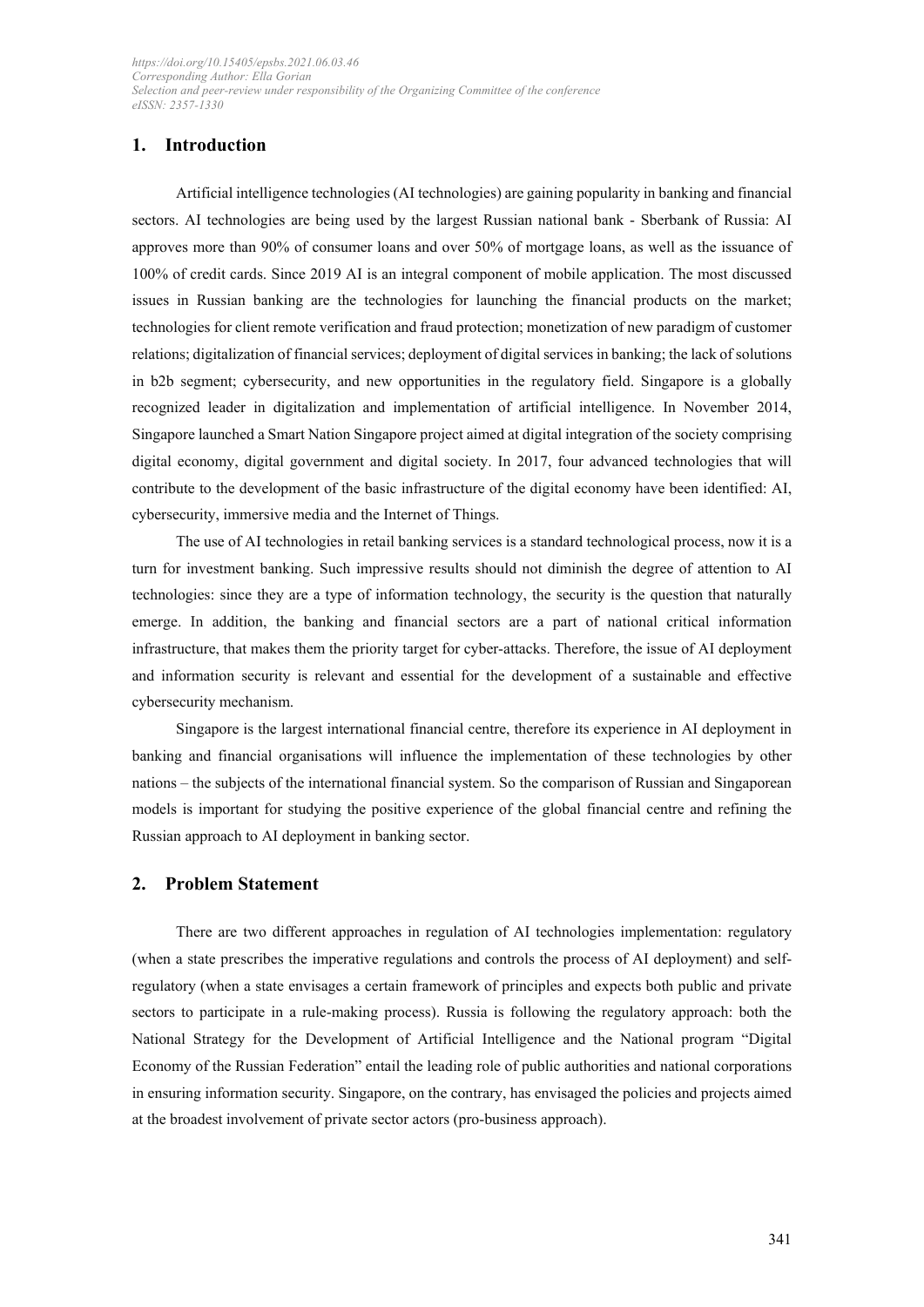## 1. Introduction

Artificial intelligence technologies (AI technologies) are gaining popularity in banking and financial sectors. AI technologies are being used by the largest Russian national bank - Sberbank of Russia: AI approves more than 90% of consumer loans and over 50% of mortgage loans, as well as the issuance of 100% of credit cards. Since 2019 AI is an integral component of mobile application. The most discussed issues in Russian banking are the technologies for launching the financial products on the market; technologies for client remote verification and fraud protection; monetization of new paradigm of customer relations; digitalization of financial services; deployment of digital services in banking; the lack of solutions in b2b segment; cybersecurity, and new opportunities in the regulatory field. Singapore is a globally recognized leader in digitalization and implementation of artificial intelligence. In November 2014, Singapore launched a Smart Nation Singapore project aimed at digital integration of the society comprising digital economy, digital government and digital society. In 2017, four advanced technologies that will contribute to the development of the basic infrastructure of the digital economy have been identified: AI, cybersecurity, immersive media and the Internet of Things.

The use of AI technologies in retail banking services is a standard technological process, now it is a turn for investment banking. Such impressive results should not diminish the degree of attention to AI technologies: since they are a type of information technology, the security is the question that naturally emerge. In addition, the banking and financial sectors are a part of national critical information infrastructure, that makes them the priority target for cyber-attacks. Therefore, the issue of AI deployment and information security is relevant and essential for the development of a sustainable and effective cybersecurity mechanism.

Singapore is the largest international financial centre, therefore its experience in AI deployment in banking and financial organisations will influence the implementation of these technologies by other nations – the subjects of the international financial system. So the comparison of Russian and Singaporean models is important for studying the positive experience of the global financial centre and refining the Russian approach to AI deployment in banking sector.

## 2. Problem Statement

There are two different approaches in regulation of AI technologies implementation: regulatory (when a state prescribes the imperative regulations and controls the process of AI deployment) and self-regulatory (when a state envisages a certain framework of principles and expects both public and private sectors to participate in a rule-making process). Russia is following the regulatory approach: both the National Strategy for the Development of Artificial Intelligence and the National program "Digital Economy of the Russian Federation" entail the leading role of public authorities and national corporations in ensuring information security. Singapore, on the contrary, has envisaged the policies and projects aimed at the broadest involvement of private sector actors (pro-business approach).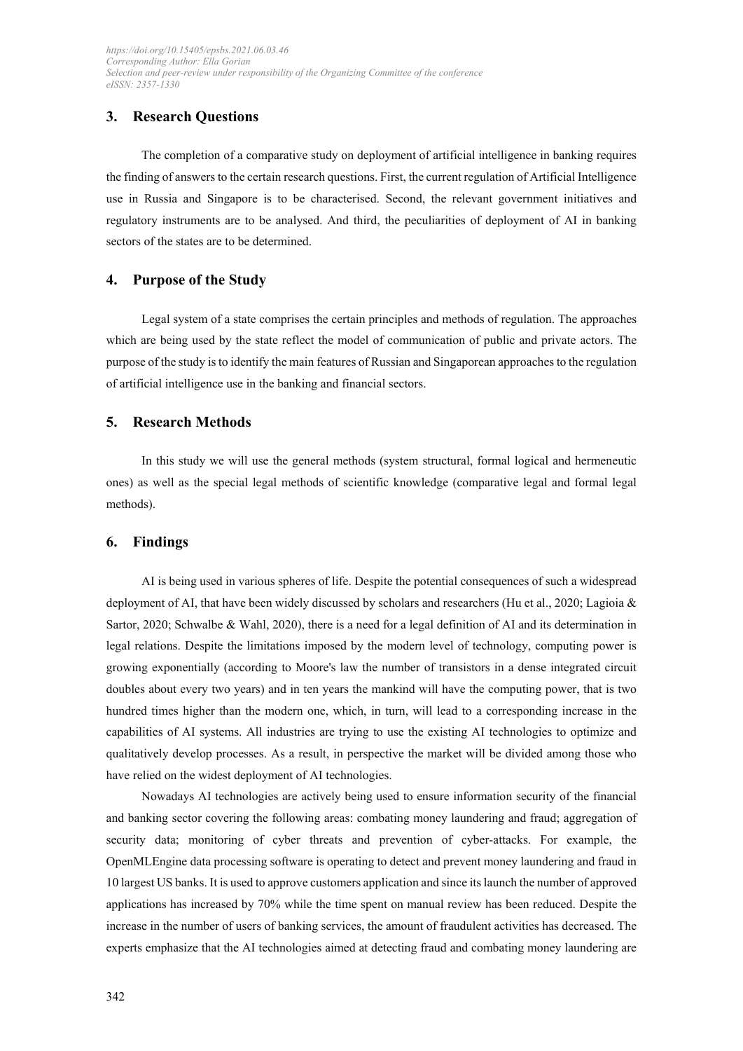## 3. Research Questions

The completion of a comparative study on deployment of artificial intelligence in banking requires the finding of answers to the certain research questions. First, the current regulation of Artificial Intelligence use in Russia and Singapore is to be characterised. Second, the relevant government initiatives and regulatory instruments are to be analysed. And third, the peculiarities of deployment of AI in banking sectors of the states are to be determined.

## 4. Purpose of the Study

Legal system of a state comprises the certain principles and methods of regulation. The approaches which are being used by the state reflect the model of communication of public and private actors. The purpose of the study is to identify the main features of Russian and Singaporean approaches to the regulation of artificial intelligence use in the banking and financial sectors.

## 5. Research Methods

In this study we will use the general methods (system structural, formal logical and hermeneutic ones) as well as the special legal methods of scientific knowledge (comparative legal and formal legal methods).

## 6. Findings

AI is being used in various spheres of life. Despite the potential consequences of such a widespread deployment of AI, that have been widely discussed by scholars and researchers (Hu et al., 2020; Lagioia & Sartor, 2020; Schwalbe & Wahl, 2020), there is a need for a legal definition of AI and its determination in legal relations. Despite the limitations imposed by the modern level of technology, computing power is growing exponentially (according to Moore's law the number of transistors in a dense integrated circuit doubles about every two years) and in ten years the mankind will have the computing power, that is two hundred times higher than the modern one, which, in turn, will lead to a corresponding increase in the capabilities of AI systems. All industries are trying to use the existing AI technologies to optimize and qualitatively develop processes. As a result, in perspective the market will be divided among those who have relied on the widest deployment of AI technologies.

Nowadays AI technologies are actively being used to ensure information security of the financial and banking sector covering the following areas: combating money laundering and fraud; aggregation of security data; monitoring of cyber threats and prevention of cyber-attacks. For example, the OpenMLEngine data processing software is operating to detect and prevent money laundering and fraud in 10 largest US banks. It is used to approve customers application and since its launch the number of approved applications has increased by 70% while the time spent on manual review has been reduced. Despite the increase in the number of users of banking services, the amount of fraudulent activities has decreased. The experts emphasize that the AI technologies aimed at detecting fraud and combating money laundering are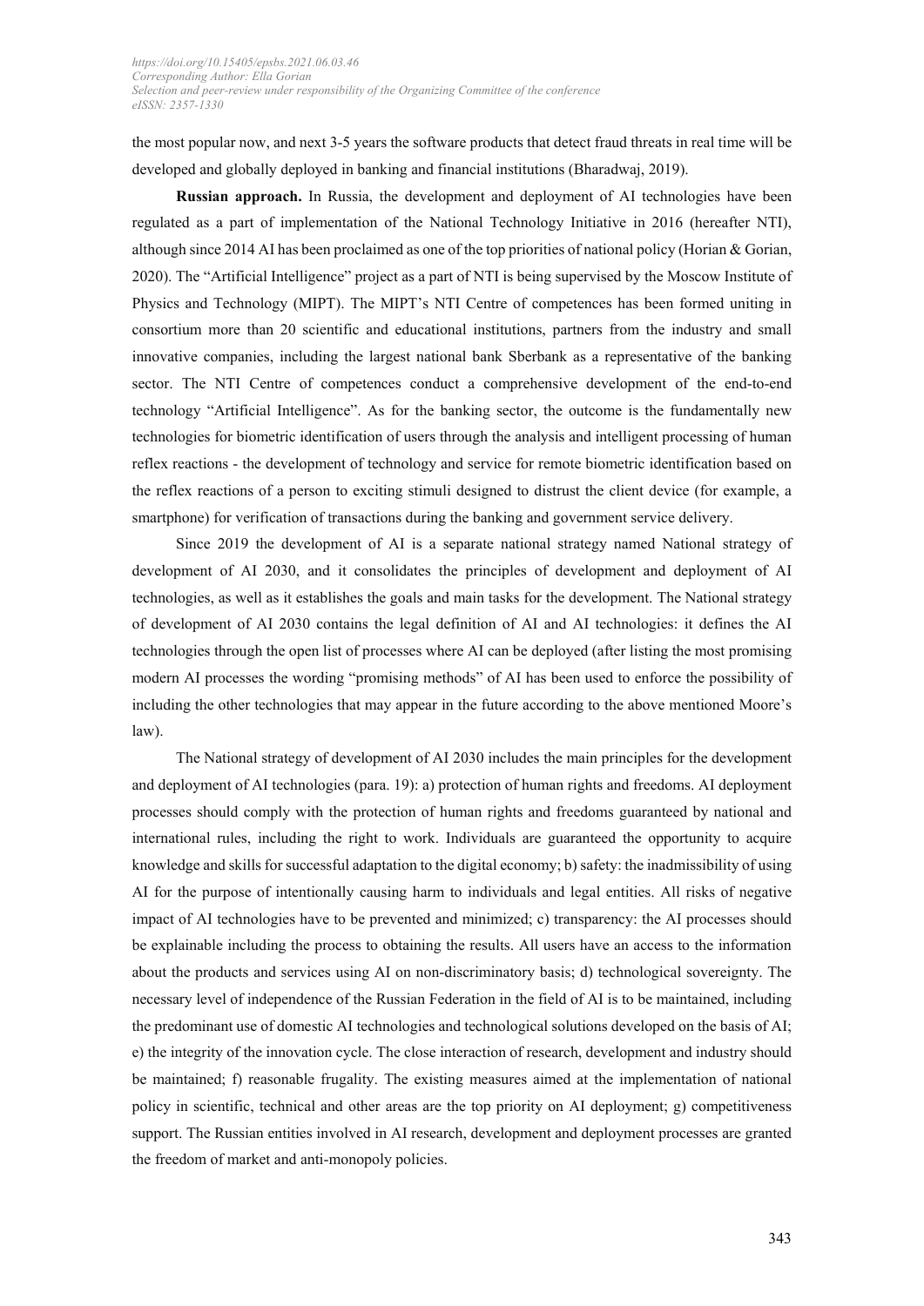the most popular now, and next 3-5 years the software products that detect fraud threats in real time will be developed and globally deployed in banking and financial institutions (Bharadwaj, 2019).

**Russian approach.** In Russia, the development and deployment of AI technologies have been regulated as a part of implementation of the National Technology Initiative in 2016 (hereafter NTI), although since 2014 AI has been proclaimed as one of the top priorities of national policy (Horian & Gorian, 2020). The "Artificial Intelligence" project as a part of NTI is being supervised by the Moscow Institute of Physics and Technology (MIPT). The MIPT's NTI Centre of competences has been formed uniting in consortium more than 20 scientific and educational institutions, partners from the industry and small innovative companies, including the largest national bank Sberbank as a representative of the banking sector. The NTI Centre of competences conduct a comprehensive development of the end-to-end technology "Artificial Intelligence". As for the banking sector, the outcome is the fundamentally new technologies for biometric identification of users through the analysis and intelligent processing of human reflex reactions - the development of technology and service for remote biometric identification based on the reflex reactions of a person to exciting stimuli designed to distrust the client device (for example, a smartphone) for verification of transactions during the banking and government service delivery.

Since 2019 the development of AI is a separate national strategy named National strategy of development of AI 2030, and it consolidates the principles of development and deployment of AI technologies, as well as it establishes the goals and main tasks for the development. The National strategy of development of AI 2030 contains the legal definition of AI and AI technologies: it defines the AI technologies through the open list of processes where AI can be deployed (after listing the most promising modern AI processes the wording "promising methods" of AI has been used to enforce the possibility of including the other technologies that may appear in the future according to the above mentioned Moore's law).

The National strategy of development of AI 2030 includes the main principles for the development and deployment of AI technologies (para. 19): a) protection of human rights and freedoms. AI deployment processes should comply with the protection of human rights and freedoms guaranteed by national and international rules, including the right to work. Individuals are guaranteed the opportunity to acquire knowledge and skills for successful adaptation to the digital economy; b) safety: the inadmissibility of using AI for the purpose of intentionally causing harm to individuals and legal entities. All risks of negative impact of AI technologies have to be prevented and minimized; c) transparency: the AI processes should be explainable including the process to obtaining the results. All users have an access to the information about the products and services using AI on non-discriminatory basis; d) technological sovereignty. The necessary level of independence of the Russian Federation in the field of AI is to be maintained, including the predominant use of domestic AI technologies and technological solutions developed on the basis of AI; e) the integrity of the innovation cycle. The close interaction of research, development and industry should be maintained; f) reasonable frugality. The existing measures aimed at the implementation of national policy in scientific, technical and other areas are the top priority on AI deployment; g) competitiveness support. The Russian entities involved in AI research, development and deployment processes are granted the freedom of market and anti-monopoly policies.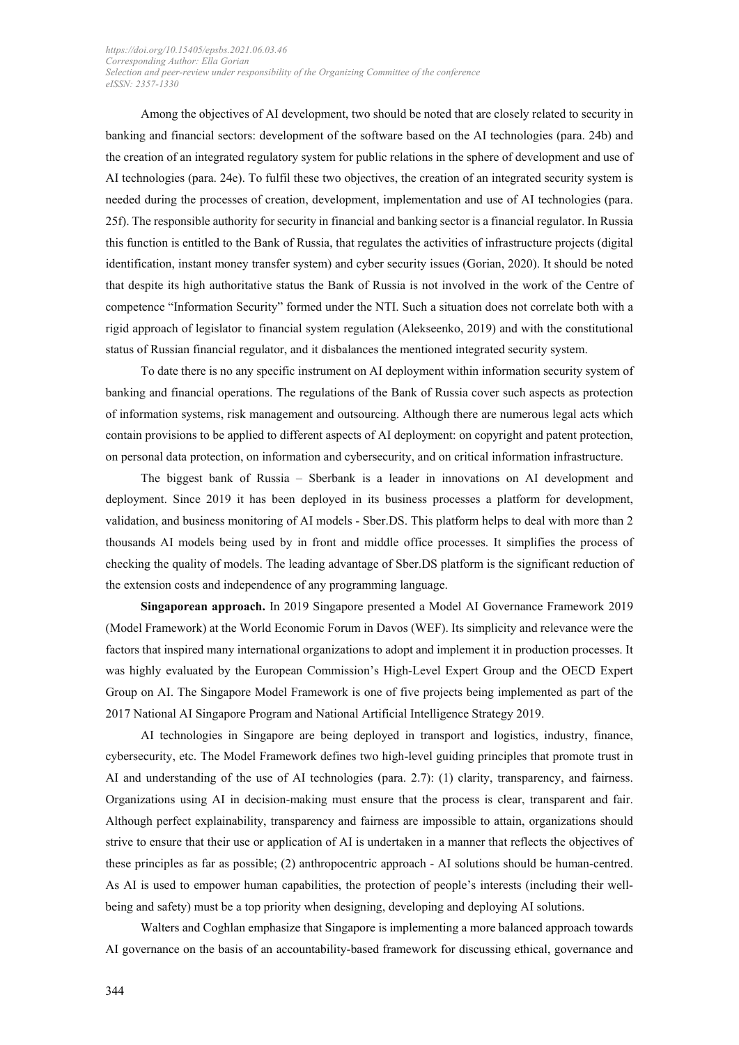Among the objectives of AI development, two should be noted that are closely related to security in banking and financial sectors: development of the software based on the AI technologies (para. 24b) and the creation of an integrated regulatory system for public relations in the sphere of development and use of AI technologies (para. 24e). To fulfil these two objectives, the creation of an integrated security system is needed during the processes of creation, development, implementation and use of AI technologies (para. 25f). The responsible authority for security in financial and banking sector is a financial regulator. In Russia this function is entitled to the Bank of Russia, that regulates the activities of infrastructure projects (digital identification, instant money transfer system) and cyber security issues (Gorian, 2020). It should be noted that despite its high authoritative status the Bank of Russia is not involved in the work of the Centre of competence "Information Security" formed under the NTI. Such a situation does not correlate both with a rigid approach of legislator to financial system regulation (Alekseenko, 2019) and with the constitutional status of Russian financial regulator, and it disbalances the mentioned integrated security system.

To date there is no any specific instrument on AI deployment within information security system of banking and financial operations. The regulations of the Bank of Russia cover such aspects as protection of information systems, risk management and outsourcing. Although there are numerous legal acts which contain provisions to be applied to different aspects of AI deployment: on copyright and patent protection, on personal data protection, on information and cybersecurity, and on critical information infrastructure.

The biggest bank of Russia – Sberbank is a leader in innovations on AI development and deployment. Since 2019 it has been deployed in its business processes a platform for development, validation, and business monitoring of AI models - Sber.DS. This platform helps to deal with more than 2 thousands AI models being used by in front and middle office processes. It simplifies the process of checking the quality of models. The leading advantage of Sber.DS platform is the significant reduction of the extension costs and independence of any programming language.

**Singaporean approach.** In 2019 Singapore presented a Model AI Governance Framework 2019 (Model Framework) at the World Economic Forum in Davos (WEF). Its simplicity and relevance were the factors that inspired many international organizations to adopt and implement it in production processes. It was highly evaluated by the European Commission's High-Level Expert Group and the OECD Expert Group on AI. The Singapore Model Framework is one of five projects being implemented as part of the 2017 National AI Singapore Program and National Artificial Intelligence Strategy 2019.

AI technologies in Singapore are being deployed in transport and logistics, industry, finance, cybersecurity, etc. The Model Framework defines two high-level guiding principles that promote trust in AI and understanding of the use of AI technologies (para. 2.7): (1) clarity, transparency, and fairness. Organizations using AI in decision-making must ensure that the process is clear, transparent and fair. Although perfect explainability, transparency and fairness are impossible to attain, organizations should strive to ensure that their use or application of AI is undertaken in a manner that reflects the objectives of these principles as far as possible; (2) anthropocentric approach - AI solutions should be human-centred. As AI is used to empower human capabilities, the protection of people's interests (including their well-being and safety) must be a top priority when designing, developing and deploying AI solutions.

Walters and Coghlan emphasize that Singapore is implementing a more balanced approach towards AI governance on the basis of an accountability-based framework for discussing ethical, governance and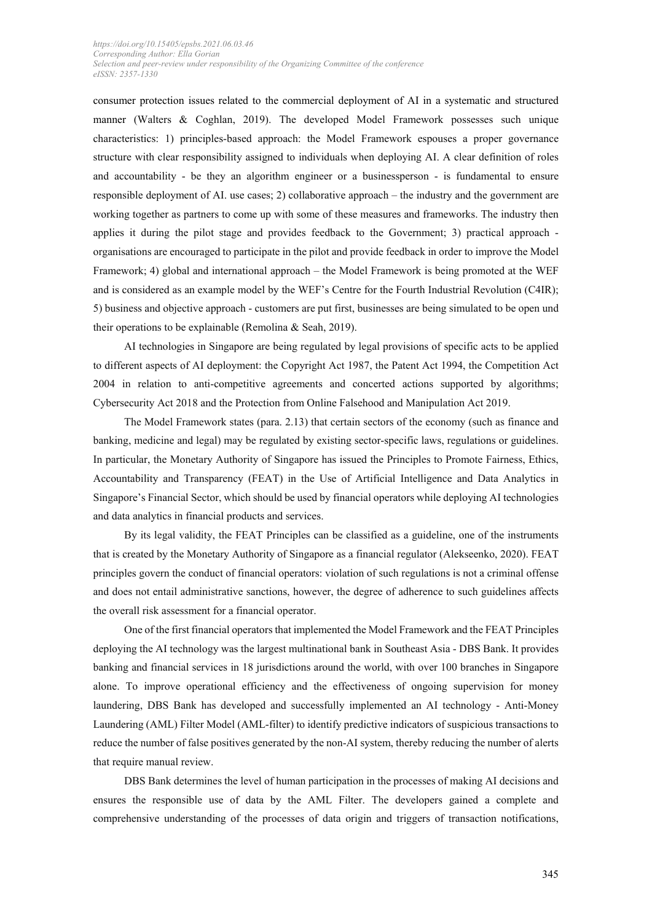consumer protection issues related to the commercial deployment of AI in a systematic and structured manner (Walters & Coghlan, 2019). The developed Model Framework possesses such unique characteristics: 1) principles-based approach: the Model Framework espouses a proper governance structure with clear responsibility assigned to individuals when deploying AI. A clear definition of roles and accountability - be they an algorithm engineer or a businessperson - is fundamental to ensure responsible deployment of AI. use cases; 2) collaborative approach – the industry and the government are working together as partners to come up with some of these measures and frameworks. The industry then applies it during the pilot stage and provides feedback to the Government; 3) practical approach - organisations are encouraged to participate in the pilot and provide feedback in order to improve the Model Framework; 4) global and international approach – the Model Framework is being promoted at the WEF and is considered as an example model by the WEF's Centre for the Fourth Industrial Revolution (C4IR); 5) business and objective approach - customers are put first, businesses are being simulated to be open und their operations to be explainable (Remolina & Seah, 2019).

AI technologies in Singapore are being regulated by legal provisions of specific acts to be applied to different aspects of AI deployment: the Copyright Act 1987, the Patent Act 1994, the Competition Act 2004 in relation to anti-competitive agreements and concerted actions supported by algorithms; Cybersecurity Act 2018 and the Protection from Online Falsehood and Manipulation Act 2019.

The Model Framework states (para. 2.13) that certain sectors of the economy (such as finance and banking, medicine and legal) may be regulated by existing sector-specific laws, regulations or guidelines. In particular, the Monetary Authority of Singapore has issued the Principles to Promote Fairness, Ethics, Accountability and Transparency (FEAT) in the Use of Artificial Intelligence and Data Analytics in Singapore's Financial Sector, which should be used by financial operators while deploying AI technologies and data analytics in financial products and services.

By its legal validity, the FEAT Principles can be classified as a guideline, one of the instruments that is created by the Monetary Authority of Singapore as a financial regulator (Alekseenko, 2020). FEAT principles govern the conduct of financial operators: violation of such regulations is not a criminal offense and does not entail administrative sanctions, however, the degree of adherence to such guidelines affects the overall risk assessment for a financial operator.

One of the first financial operators that implemented the Model Framework and the FEAT Principles deploying the AI technology was the largest multinational bank in Southeast Asia - DBS Bank. It provides banking and financial services in 18 jurisdictions around the world, with over 100 branches in Singapore alone. To improve operational efficiency and the effectiveness of ongoing supervision for money laundering, DBS Bank has developed and successfully implemented an AI technology - Anti-Money Laundering (AML) Filter Model (AML-filter) to identify predictive indicators of suspicious transactions to reduce the number of false positives generated by the non-AI system, thereby reducing the number of alerts that require manual review.

DBS Bank determines the level of human participation in the processes of making AI decisions and ensures the responsible use of data by the AML Filter. The developers gained a complete and comprehensive understanding of the processes of data origin and triggers of transaction notifications,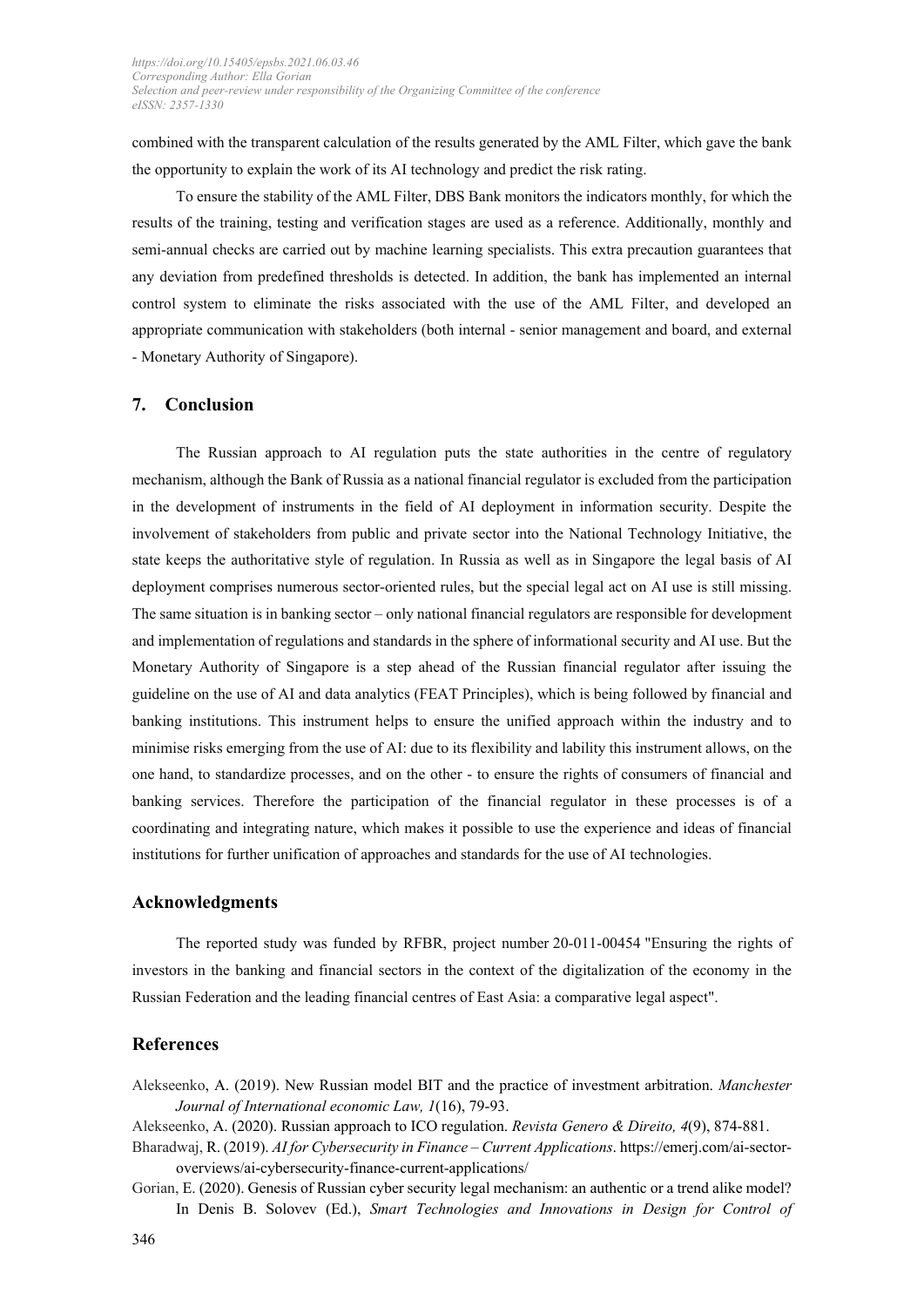combined with the transparent calculation of the results generated by the AML Filter, which gave the bank the opportunity to explain the work of its AI technology and predict the risk rating.

To ensure the stability of the AML Filter, DBS Bank monitors the indicators monthly, for which the results of the training, testing and verification stages are used as a reference. Additionally, monthly and semi-annual checks are carried out by machine learning specialists. This extra precaution guarantees that any deviation from predefined thresholds is detected. In addition, the bank has implemented an internal control system to eliminate the risks associated with the use of the AML Filter, and developed an appropriate communication with stakeholders (both internal - senior management and board, and external - Monetary Authority of Singapore).

## 7. Conclusion

The Russian approach to AI regulation puts the state authorities in the centre of regulatory mechanism, although the Bank of Russia as a national financial regulator is excluded from the participation in the development of instruments in the field of AI deployment in information security. Despite the involvement of stakeholders from public and private sector into the National Technology Initiative, the state keeps the authoritative style of regulation. In Russia as well as in Singapore the legal basis of AI deployment comprises numerous sector-oriented rules, but the special legal act on AI use is still missing. The same situation is in banking sector – only national financial regulators are responsible for development and implementation of regulations and standards in the sphere of informational security and AI use. But the Monetary Authority of Singapore is a step ahead of the Russian financial regulator after issuing the guideline on the use of AI and data analytics (FEAT Principles), which is being followed by financial and banking institutions. This instrument helps to ensure the unified approach within the industry and to minimise risks emerging from the use of AI: due to its flexibility and lability this instrument allows, on the one hand, to standardize processes, and on the other - to ensure the rights of consumers of financial and banking services. Therefore the participation of the financial regulator in these processes is of a coordinating and integrating nature, which makes it possible to use the experience and ideas of financial institutions for further unification of approaches and standards for the use of AI technologies.

## Acknowledgments

The reported study was funded by RFBR, project number 20-011-00454 "Ensuring the rights of investors in the banking and financial sectors in the context of the digitalization of the economy in the Russian Federation and the leading financial centres of East Asia: a comparative legal aspect".

## References

Alekseenko, A. (2019). New Russian model BIT and the practice of investment arbitration. *Manchester Journal of International economic Law, 1*(16), 79-93.

Alekseenko, A. (2020). Russian approach to ICO regulation. *Revista Genero & Direito, 4*(9), 874-881.

Bharadwaj, R. (2019). *AI for Cybersecurity in Finance – Current Applications*. https://emerj.com/ai-sector-overviews/ai-cybersecurity-finance-current-applications/

Gorian, E. (2020). Genesis of Russian cyber security legal mechanism: an authentic or a trend alike model? In Denis B. Solovev (Ed.), *Smart Technologies and Innovations in Design for Control of*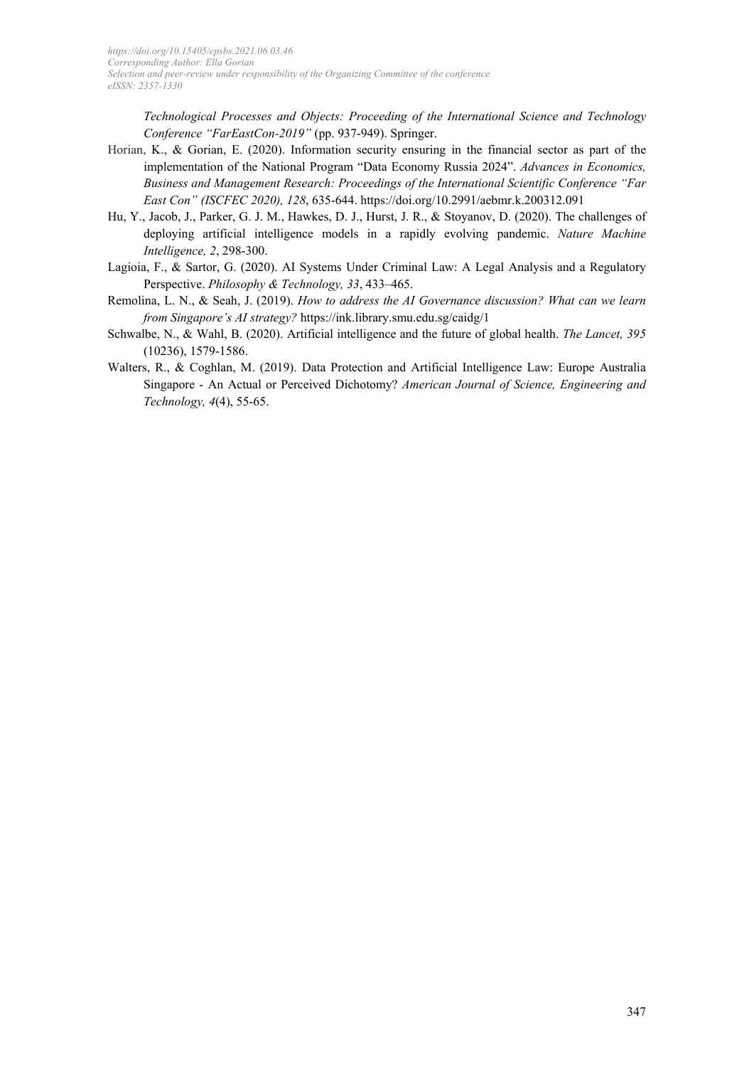*Technological Processes and Objects: Proceeding of the International Science and Technology Conference "FarEastCon-2019"* (pp. 937-949). Springer.

Horian, K., & Gorian, E. (2020). Information security ensuring in the financial sector as part of the implementation of the National Program "Data Economy Russia 2024". *Advances in Economics, Business and Management Research: Proceedings of the International Scientific Conference "Far East Con" (ISCFEC 2020), 128*, 635-644. https://doi.org/10.2991/aebmr.k.200312.091

Hu, Y., Jacob, J., Parker, G. J. M., Hawkes, D. J., Hurst, J. R., & Stoyanov, D. (2020). The challenges of deploying artificial intelligence models in a rapidly evolving pandemic. *Nature Machine Intelligence, 2*, 298-300.

Lagioia, F., & Sartor, G. (2020). AI Systems Under Criminal Law: A Legal Analysis and a Regulatory Perspective. *Philosophy & Technology, 33*, 433–465.

Remolina, L. N., & Seah, J. (2019). *How to address the AI Governance discussion? What can we learn from Singapore's AI strategy?* https://ink.library.smu.edu.sg/caidg/1

Schwalbe, N., & Wahl, B. (2020). Artificial intelligence and the future of global health. *The Lancet, 395* (10236), 1579-1586.

Walters, R., & Coghlan, M. (2019). Data Protection and Artificial Intelligence Law: Europe Australia Singapore - An Actual or Perceived Dichotomy? *American Journal of Science, Engineering and Technology, 4*(4), 55-65.